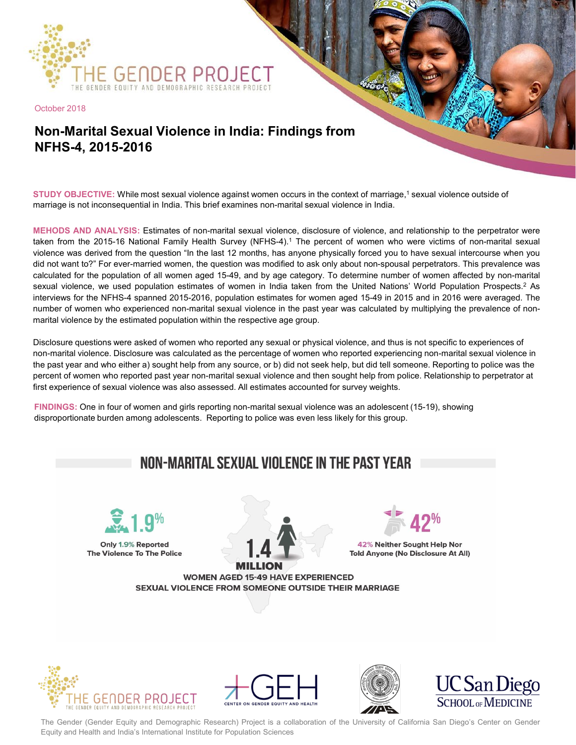THE GENDER PROJECT

THE GENDER EQUITY AND DEMOGRAPHIC RESEARCH PROJECT

October 2018

# Non-Marital Sexual Violence in India: Findings from NFHS-4, 2015-2016

**STUDY OBJECTIVE:** While most sexual violence against women occurs in the context of marriage,[1] sexual violence outside of marriage is not inconsequential in India. This brief examines non-marital sexual violence in India.

**MEHODS AND ANALYSIS:** Estimates of non-marital sexual violence, disclosure of violence, and relationship to the perpetrator were taken from the 2015-16 National Family Health Survey (NFHS-4).[1] The percent of women who were victims of non-marital sexual violence was derived from the question "In the last 12 months, has anyone physically forced you to have sexual intercourse when you did not want to?" For ever-married women, the question was modified to ask only about non-spousal perpetrators. This prevalence was calculated for the population of all women aged 15-49, and by age category. To determine number of women affected by non-marital sexual violence, we used population estimates of women in India taken from the United Nations' World Population Prospects.[2] As interviews for the NFHS-4 spanned 2015-2016, population estimates for women aged 15-49 in 2015 and in 2016 were averaged. The number of women who experienced non-marital sexual violence in the past year was calculated by multiplying the prevalence of non-marital violence by the estimated population within the respective age group.

Disclosure questions were asked of women who reported any sexual or physical violence, and thus is not specific to experiences of non-marital violence. Disclosure was calculated as the percentage of women who reported experiencing non-marital sexual violence in the past year and who either a) sought help from any source, or b) did not seek help, but did tell someone. Reporting to police was the percent of women who reported past year non-marital sexual violence and then sought help from police. Relationship to perpetrator at first experience of sexual violence was also assessed. All estimates accounted for survey weights.

**FINDINGS:** One in four of women and girls reporting non-marital sexual violence was an adolescent (15-19), showing disproportionate burden among adolescents. Reporting to police was even less likely for this group.

## NON-MARITAL SEXUAL VIOLENCE IN THE PAST YEAR

**1.9%** — Only 1.9% Reported The Violence To The Police

**1.4 MILLION** — WOMEN AGED 15-49 HAVE EXPERIENCED SEXUAL VIOLENCE FROM SOMEONE OUTSIDE THEIR MARRIAGE

**42%** — 42% Neither Sought Help Nor Told Anyone (No Disclosure At All)

THE GENDER PROJECT — THE GENDER EQUITY AND DEMOGRAPHIC RESEARCH PROJECT | GEH — CENTER ON GENDER EQUITY AND HEALTH | IIPS | UC San Diego SCHOOL OF MEDICINE

The Gender (Gender Equity and Demographic Research) Project is a collaboration of the University of California San Diego's Center on Gender Equity and Health and India's International Institute for Population Sciences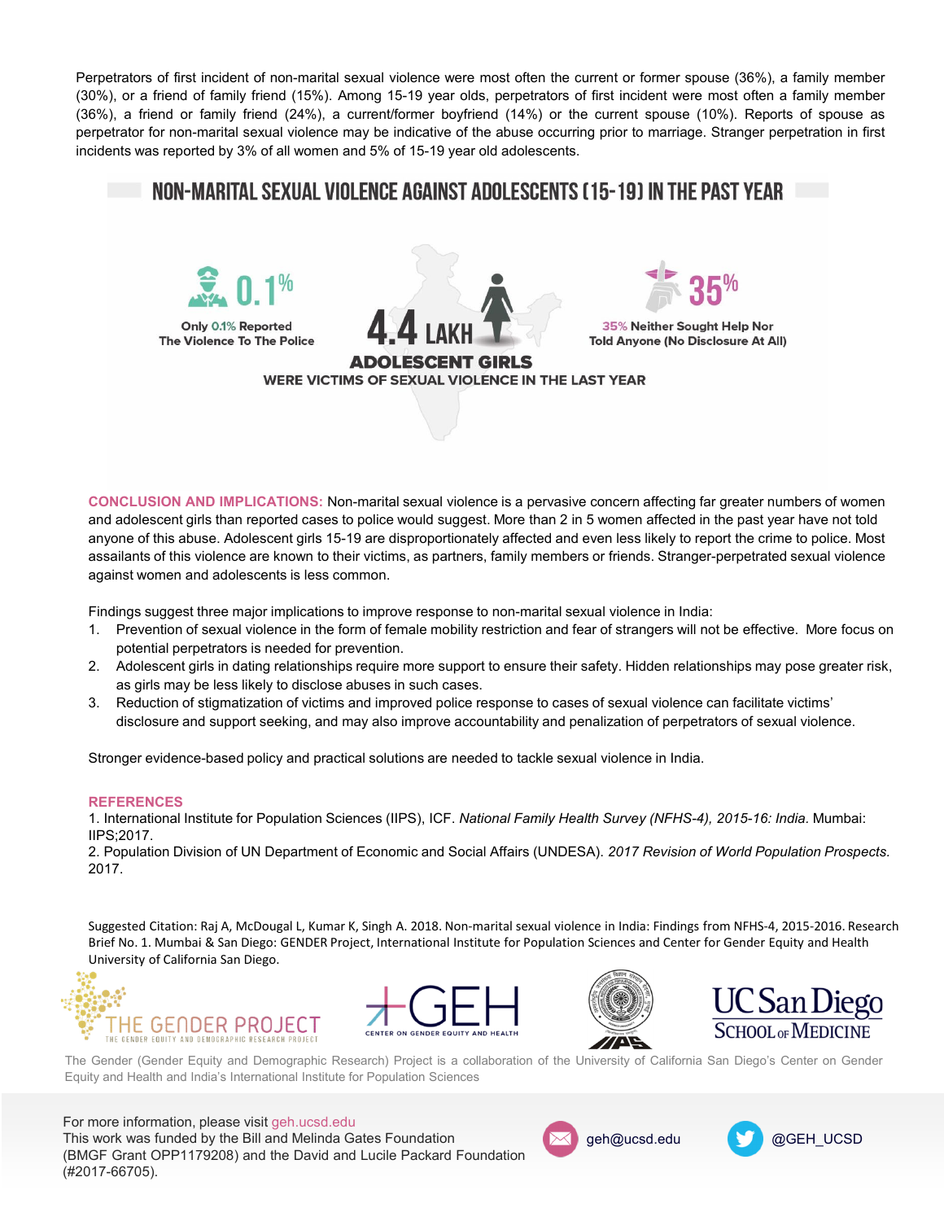Perpetrators of first incident of non-marital sexual violence were most often the current or former spouse (36%), a family member (30%), or a friend of family friend (15%). Among 15-19 year olds, perpetrators of first incident were most often a family member (36%), a friend or family friend (24%), a current/former boyfriend (14%) or the current spouse (10%). Reports of spouse as perpetrator for non-marital sexual violence may be indicative of the abuse occurring prior to marriage. Stranger perpetration in first incidents was reported by 3% of all women and 5% of 15-19 year old adolescents.

## NON-MARITAL SEXUAL VIOLENCE AGAINST ADOLESCENTS (15-19) IN THE PAST YEAR

0.1%

Only 0.1% Reported The Violence To The Police

4.4 LAKH

ADOLESCENT GIRLS

WERE VICTIMS OF SEXUAL VIOLENCE IN THE LAST YEAR

35%

35% Neither Sought Help Nor Told Anyone (No Disclosure At All)

**CONCLUSION AND IMPLICATIONS:** Non-marital sexual violence is a pervasive concern affecting far greater numbers of women and adolescent girls than reported cases to police would suggest. More than 2 in 5 women affected in the past year have not told anyone of this abuse. Adolescent girls 15-19 are disproportionately affected and even less likely to report the crime to police. Most assailants of this violence are known to their victims, as partners, family members or friends. Stranger-perpetrated sexual violence against women and adolescents is less common.

Findings suggest three major implications to improve response to non-marital sexual violence in India:

1. Prevention of sexual violence in the form of female mobility restriction and fear of strangers will not be effective. More focus on potential perpetrators is needed for prevention.
2. Adolescent girls in dating relationships require more support to ensure their safety. Hidden relationships may pose greater risk, as girls may be less likely to disclose abuses in such cases.
3. Reduction of stigmatization of victims and improved police response to cases of sexual violence can facilitate victims' disclosure and support seeking, and may also improve accountability and penalization of perpetrators of sexual violence.

Stronger evidence-based policy and practical solutions are needed to tackle sexual violence in India.

**REFERENCES**

1. International Institute for Population Sciences (IIPS), ICF. *National Family Health Survey (NFHS-4), 2015-16: India*. Mumbai: IIPS;2017.
2. Population Division of UN Department of Economic and Social Affairs (UNDESA). *2017 Revision of World Population Prospects.* 2017.

Suggested Citation: Raj A, McDougal L, Kumar K, Singh A. 2018. Non-marital sexual violence in India: Findings from NFHS-4, 2015-2016. Research Brief No. 1. Mumbai & San Diego: GENDER Project, International Institute for Population Sciences and Center for Gender Equity and Health University of California San Diego.

THE GENDER PROJECT — THE GENDER EQUITY AND DEMOGRAPHIC RESEARCH PROJECT

GEH — CENTER ON GENDER EQUITY AND HEALTH

IIPS

UC San Diego SCHOOL OF MEDICINE

The Gender (Gender Equity and Demographic Research) Project is a collaboration of the University of California San Diego's Center on Gender Equity and Health and India's International Institute for Population Sciences

For more information, please visit geh.ucsd.edu
This work was funded by the Bill and Melinda Gates Foundation (BMGF Grant OPP1179208) and the David and Lucile Packard Foundation (#2017-66705).

geh@ucsd.edu

@GEH_UCSD